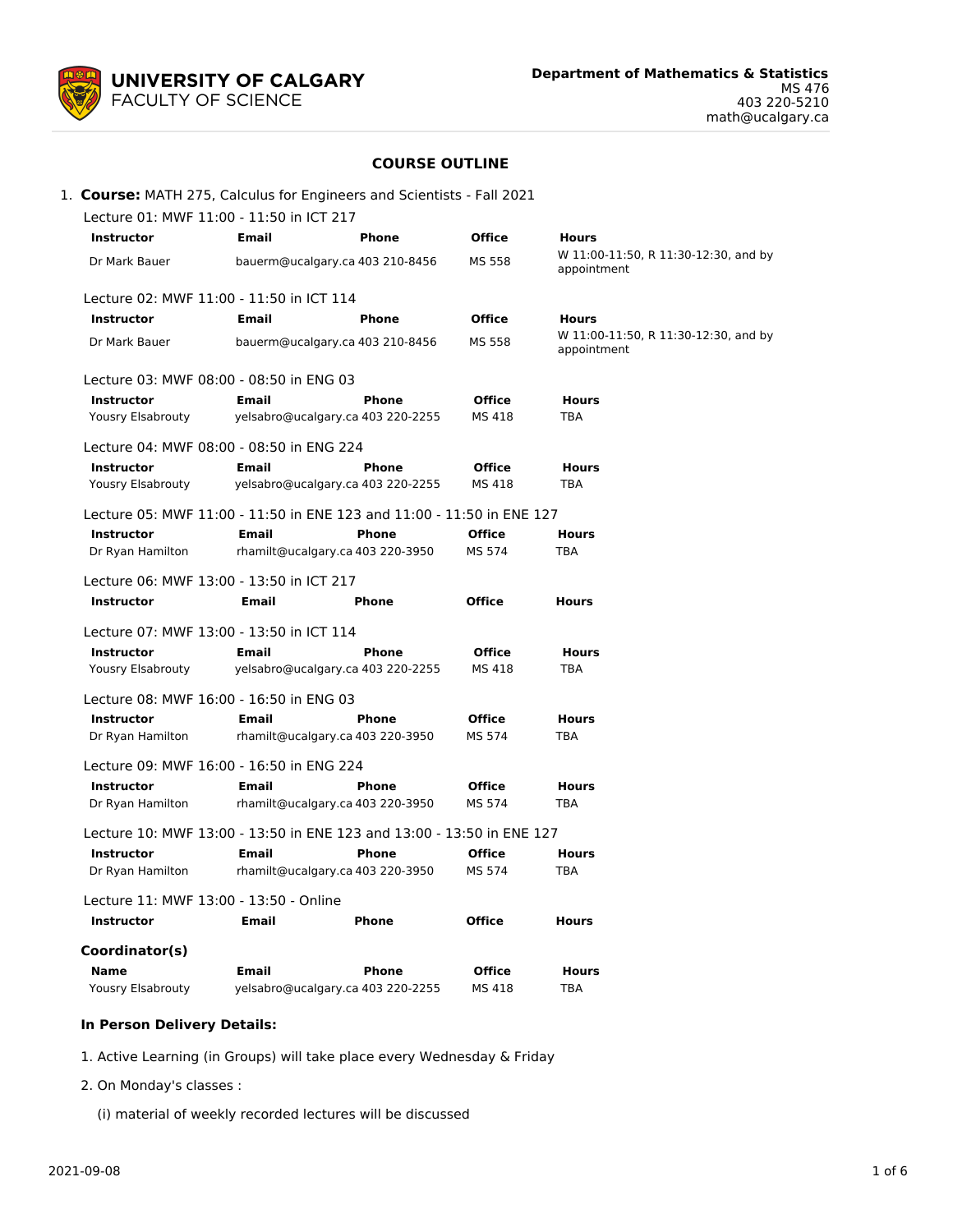**UNIVERSITY OF CALGARY**
FACULTY OF SCIENCE

**Department of Mathematics & Statistics**
MS 476
403 220-5210
math@ucalgary.ca

## COURSE OUTLINE

1. **Course:** MATH 275, Calculus for Engineers and Scientists - Fall 2021

Lecture 01: MWF 11:00 - 11:50 in ICT 217

| Instructor | Email | Phone | Office | Hours |
|---|---|---|---|---|
| Dr Mark Bauer | bauerm@ucalgary.ca | 403 210-8456 | MS 558 | W 11:00-11:50, R 11:30-12:30, and by appointment |

Lecture 02: MWF 11:00 - 11:50 in ICT 114

| Instructor | Email | Phone | Office | Hours |
|---|---|---|---|---|
| Dr Mark Bauer | bauerm@ucalgary.ca | 403 210-8456 | MS 558 | W 11:00-11:50, R 11:30-12:30, and by appointment |

Lecture 03: MWF 08:00 - 08:50 in ENG 03

| Instructor | Email | Phone | Office | Hours |
|---|---|---|---|---|
| Yousry Elsabrouty | yelsabro@ucalgary.ca | 403 220-2255 | MS 418 | TBA |

Lecture 04: MWF 08:00 - 08:50 in ENG 224

| Instructor | Email | Phone | Office | Hours |
|---|---|---|---|---|
| Yousry Elsabrouty | yelsabro@ucalgary.ca | 403 220-2255 | MS 418 | TBA |

Lecture 05: MWF 11:00 - 11:50 in ENE 123 and 11:00 - 11:50 in ENE 127

| Instructor | Email | Phone | Office | Hours |
|---|---|---|---|---|
| Dr Ryan Hamilton | rhamilt@ucalgary.ca | 403 220-3950 | MS 574 | TBA |

Lecture 06: MWF 13:00 - 13:50 in ICT 217

| Instructor | Email | Phone | Office | Hours |
|---|---|---|---|---|

Lecture 07: MWF 13:00 - 13:50 in ICT 114

| Instructor | Email | Phone | Office | Hours |
|---|---|---|---|---|
| Yousry Elsabrouty | yelsabro@ucalgary.ca | 403 220-2255 | MS 418 | TBA |

Lecture 08: MWF 16:00 - 16:50 in ENG 03

| Instructor | Email | Phone | Office | Hours |
|---|---|---|---|---|
| Dr Ryan Hamilton | rhamilt@ucalgary.ca | 403 220-3950 | MS 574 | TBA |

Lecture 09: MWF 16:00 - 16:50 in ENG 224

| Instructor | Email | Phone | Office | Hours |
|---|---|---|---|---|
| Dr Ryan Hamilton | rhamilt@ucalgary.ca | 403 220-3950 | MS 574 | TBA |

Lecture 10: MWF 13:00 - 13:50 in ENE 123 and 13:00 - 13:50 in ENE 127

| Instructor | Email | Phone | Office | Hours |
|---|---|---|---|---|
| Dr Ryan Hamilton | rhamilt@ucalgary.ca | 403 220-3950 | MS 574 | TBA |

Lecture 11: MWF 13:00 - 13:50 - Online

| Instructor | Email | Phone | Office | Hours |
|---|---|---|---|---|

**Coordinator(s)**

| Name | Email | Phone | Office | Hours |
|---|---|---|---|---|
| Yousry Elsabrouty | yelsabro@ucalgary.ca | 403 220-2255 | MS 418 | TBA |

**In Person Delivery Details:**

1. Active Learning (in Groups) will take place every Wednesday & Friday

2. On Monday's classes :

   (i) material of weekly recorded lectures will be discussed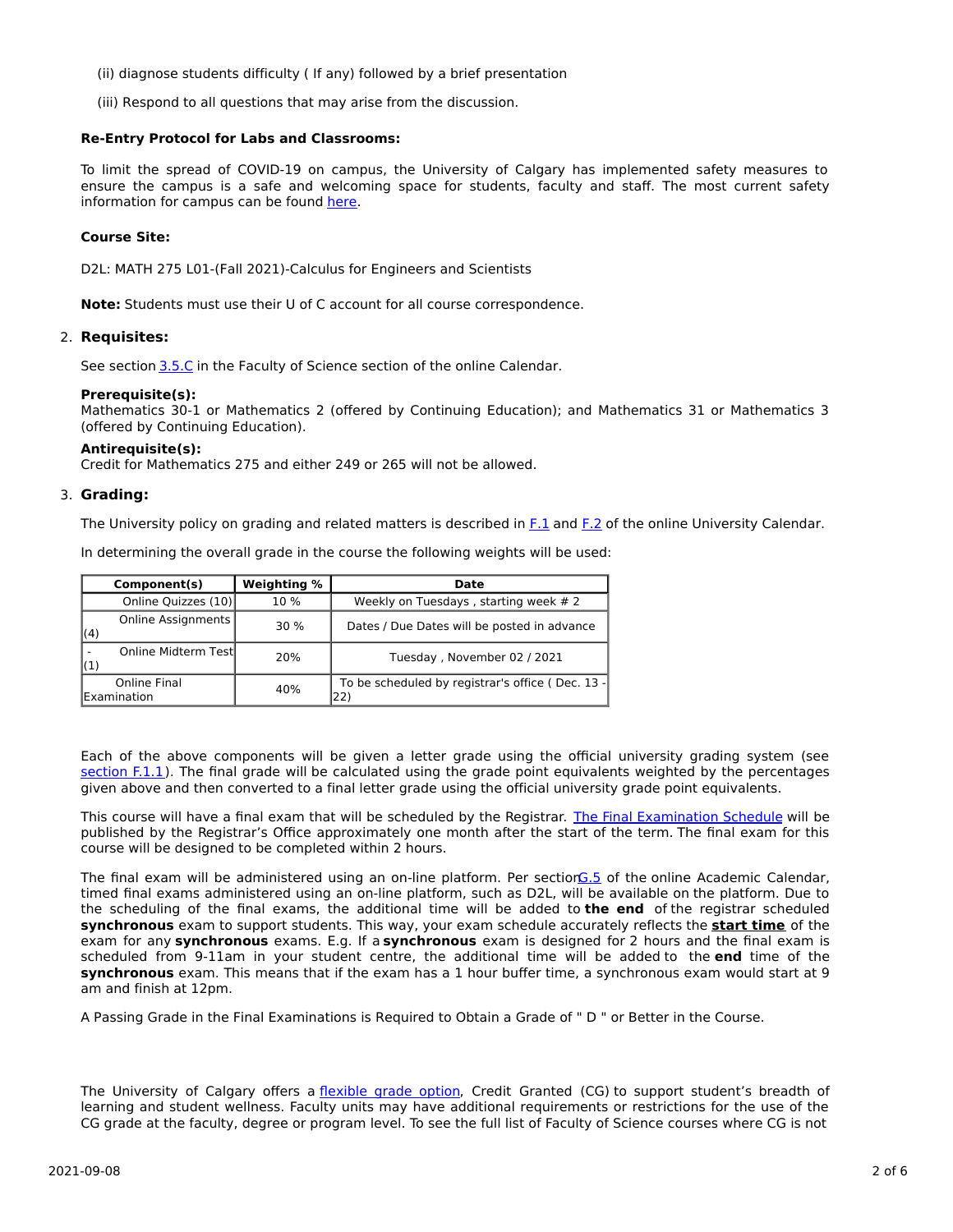(ii) diagnose students difficulty ( If any) followed by a brief presentation

(iii) Respond to all questions that may arise from the discussion.

**Re-Entry Protocol for Labs and Classrooms:**

To limit the spread of COVID-19 on campus, the University of Calgary has implemented safety measures to ensure the campus is a safe and welcoming space for students, faculty and staff. The most current safety information for campus can be found here.

**Course Site:**

D2L: MATH 275 L01-(Fall 2021)-Calculus for Engineers and Scientists

**Note:** Students must use their U of C account for all course correspondence.

2. **Requisites:**

See section 3.5.C in the Faculty of Science section of the online Calendar.

**Prerequisite(s):**
Mathematics 30-1 or Mathematics 2 (offered by Continuing Education); and Mathematics 31 or Mathematics 3 (offered by Continuing Education).

**Antirequisite(s):**
Credit for Mathematics 275 and either 249 or 265 will not be allowed.

3. **Grading:**

The University policy on grading and related matters is described in F.1 and F.2 of the online University Calendar.

In determining the overall grade in the course the following weights will be used:

| Component(s) | Weighting % | Date |
|---|---|---|
| Online Quizzes (10) | 10 % | Weekly on Tuesdays , starting week # 2 |
| Online Assignments (4) | 30 % | Dates / Due Dates will be posted in advance |
| - Online Midterm Test (1) | 20% | Tuesday , November 02 / 2021 |
| Online Final Examination | 40% | To be scheduled by registrar's office ( Dec. 13 - 22) |

Each of the above components will be given a letter grade using the official university grading system (see section F.1.1). The final grade will be calculated using the grade point equivalents weighted by the percentages given above and then converted to a final letter grade using the official university grade point equivalents.

This course will have a final exam that will be scheduled by the Registrar. The Final Examination Schedule will be published by the Registrar's Office approximately one month after the start of the term. The final exam for this course will be designed to be completed within 2 hours.

The final exam will be administered using an on-line platform. Per section G.5 of the online Academic Calendar, timed final exams administered using an on-line platform, such as D2L, will be available on the platform. Due to the scheduling of the final exams, the additional time will be added to **the end** of the registrar scheduled **synchronous** exam to support students. This way, your exam schedule accurately reflects the **start time** of the exam for any **synchronous** exams. E.g. If a **synchronous** exam is designed for 2 hours and the final exam is scheduled from 9-11am in your student centre, the additional time will be added to the **end** time of the **synchronous** exam. This means that if the exam has a 1 hour buffer time, a synchronous exam would start at 9 am and finish at 12pm.

A Passing Grade in the Final Examinations is Required to Obtain a Grade of " D " or Better in the Course.

The University of Calgary offers a flexible grade option, Credit Granted (CG) to support student's breadth of learning and student wellness. Faculty units may have additional requirements or restrictions for the use of the CG grade at the faculty, degree or program level. To see the full list of Faculty of Science courses where CG is not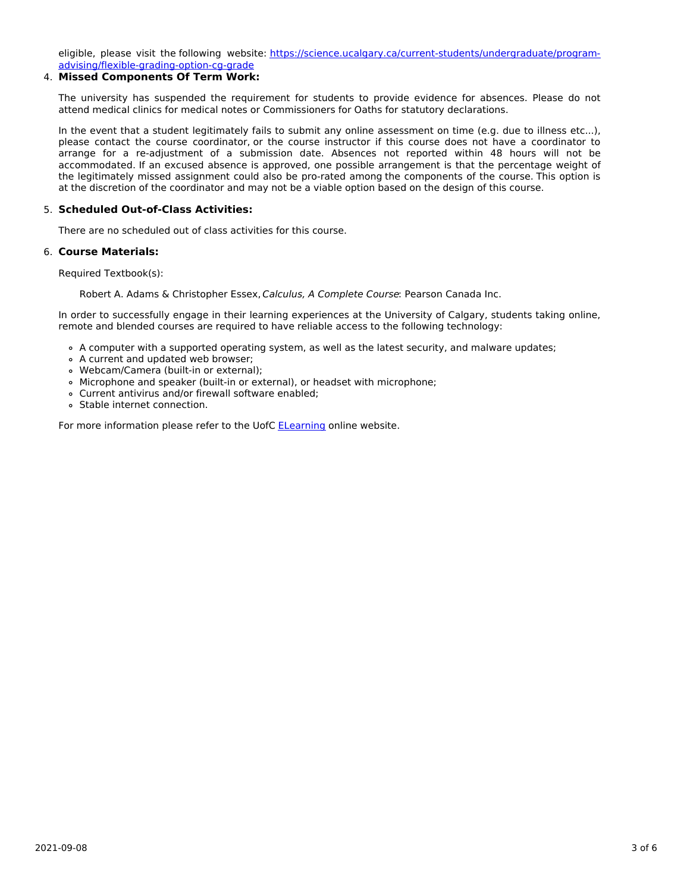eligible, please visit the following website: [https://science.ucalgary.ca/current-students/undergraduate/program-advising/flexible-grading-option-cg-grade](https://science.ucalgary.ca/current-students/undergraduate/program-advising/flexible-grading-option-cg-grade)

4. **Missed Components Of Term Work:**

   The university has suspended the requirement for students to provide evidence for absences. Please do not attend medical clinics for medical notes or Commissioners for Oaths for statutory declarations.

   In the event that a student legitimately fails to submit any online assessment on time (e.g. due to illness etc...), please contact the course coordinator, or the course instructor if this course does not have a coordinator to arrange for a re-adjustment of a submission date. Absences not reported within 48 hours will not be accommodated. If an excused absence is approved, one possible arrangement is that the percentage weight of the legitimately missed assignment could also be pro-rated among the components of the course. This option is at the discretion of the coordinator and may not be a viable option based on the design of this course.

5. **Scheduled Out-of-Class Activities:**

   There are no scheduled out of class activities for this course.

6. **Course Materials:**

   Required Textbook(s):

   Robert A. Adams & Christopher Essex, *Calculus, A Complete Course*: Pearson Canada Inc.

   In order to successfully engage in their learning experiences at the University of Calgary, students taking online, remote and blended courses are required to have reliable access to the following technology:

   - A computer with a supported operating system, as well as the latest security, and malware updates;
   - A current and updated web browser;
   - Webcam/Camera (built-in or external);
   - Microphone and speaker (built-in or external), or headset with microphone;
   - Current antivirus and/or firewall software enabled;
   - Stable internet connection.

   For more information please refer to the UofC ELearning online website.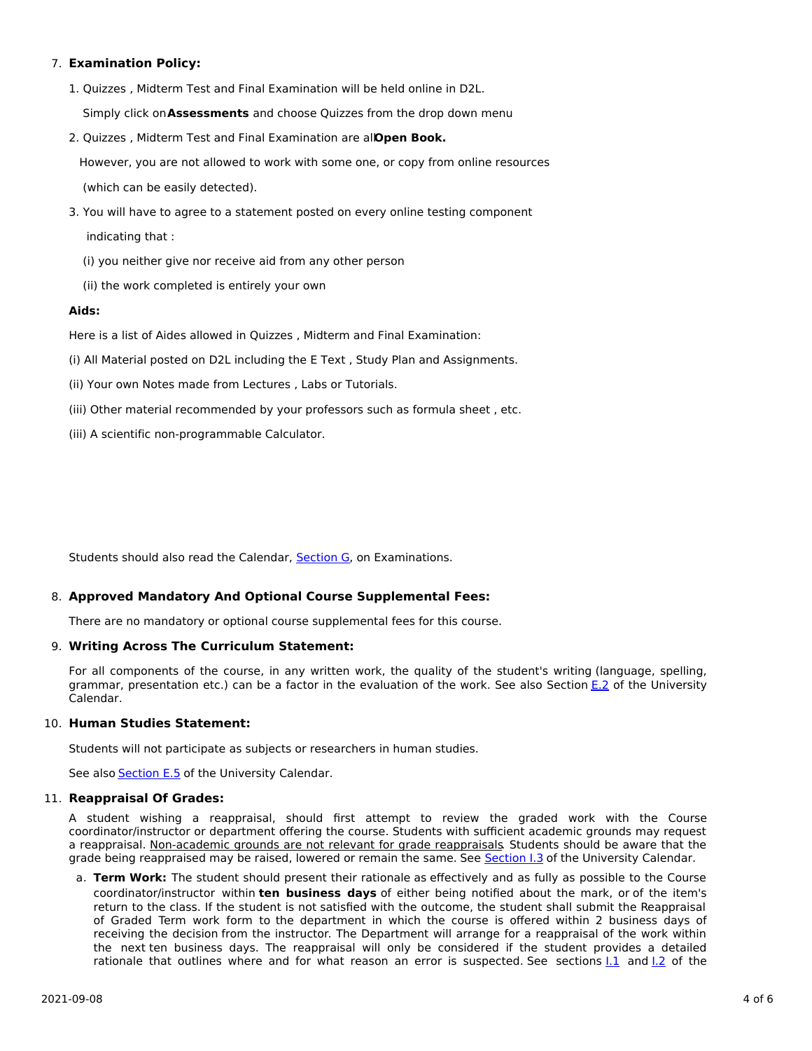7. **Examination Policy:**

    1. Quizzes , Midterm Test and Final Examination will be held online in D2L.

        Simply click on **Assessments** and choose Quizzes from the drop down menu

    2. Quizzes , Midterm Test and Final Examination are all **Open Book.**

        However, you are not allowed to work with some one, or copy from online resources

        (which can be easily detected).

    3. You will have to agree to a statement posted on every online testing component

        indicating that :

        (i) you neither give nor receive aid from any other person

        (ii) the work completed is entirely your own

    **Aids:**

    Here is a list of Aides allowed in Quizzes , Midterm and Final Examination:

    (i) All Material posted on D2L including the E Text , Study Plan and Assignments.

    (ii) Your own Notes made from Lectures , Labs or Tutorials.

    (iii) Other material recommended by your professors such as formula sheet , etc.

    (iii) A scientific non-programmable Calculator.

    Students should also read the Calendar, Section G, on Examinations.

8. **Approved Mandatory And Optional Course Supplemental Fees:**

    There are no mandatory or optional course supplemental fees for this course.

9. **Writing Across The Curriculum Statement:**

    For all components of the course, in any written work, the quality of the student's writing (language, spelling, grammar, presentation etc.) can be a factor in the evaluation of the work. See also Section E.2 of the University Calendar.

10. **Human Studies Statement:**

    Students will not participate as subjects or researchers in human studies.

    See also Section E.5 of the University Calendar.

11. **Reappraisal Of Grades:**

    A student wishing a reappraisal, should first attempt to review the graded work with the Course coordinator/instructor or department offering the course. Students with sufficient academic grounds may request a reappraisal. Non-academic grounds are not relevant for grade reappraisals. Students should be aware that the grade being reappraised may be raised, lowered or remain the same. See Section I.3 of the University Calendar.

    a. **Term Work:** The student should present their rationale as effectively and as fully as possible to the Course coordinator/instructor within **ten business days** of either being notified about the mark, or of the item's return to the class. If the student is not satisfied with the outcome, the student shall submit the Reappraisal of Graded Term work form to the department in which the course is offered within 2 business days of receiving the decision from the instructor. The Department will arrange for a reappraisal of the work within the next ten business days. The reappraisal will only be considered if the student provides a detailed rationale that outlines where and for what reason an error is suspected. See sections I.1 and I.2 of the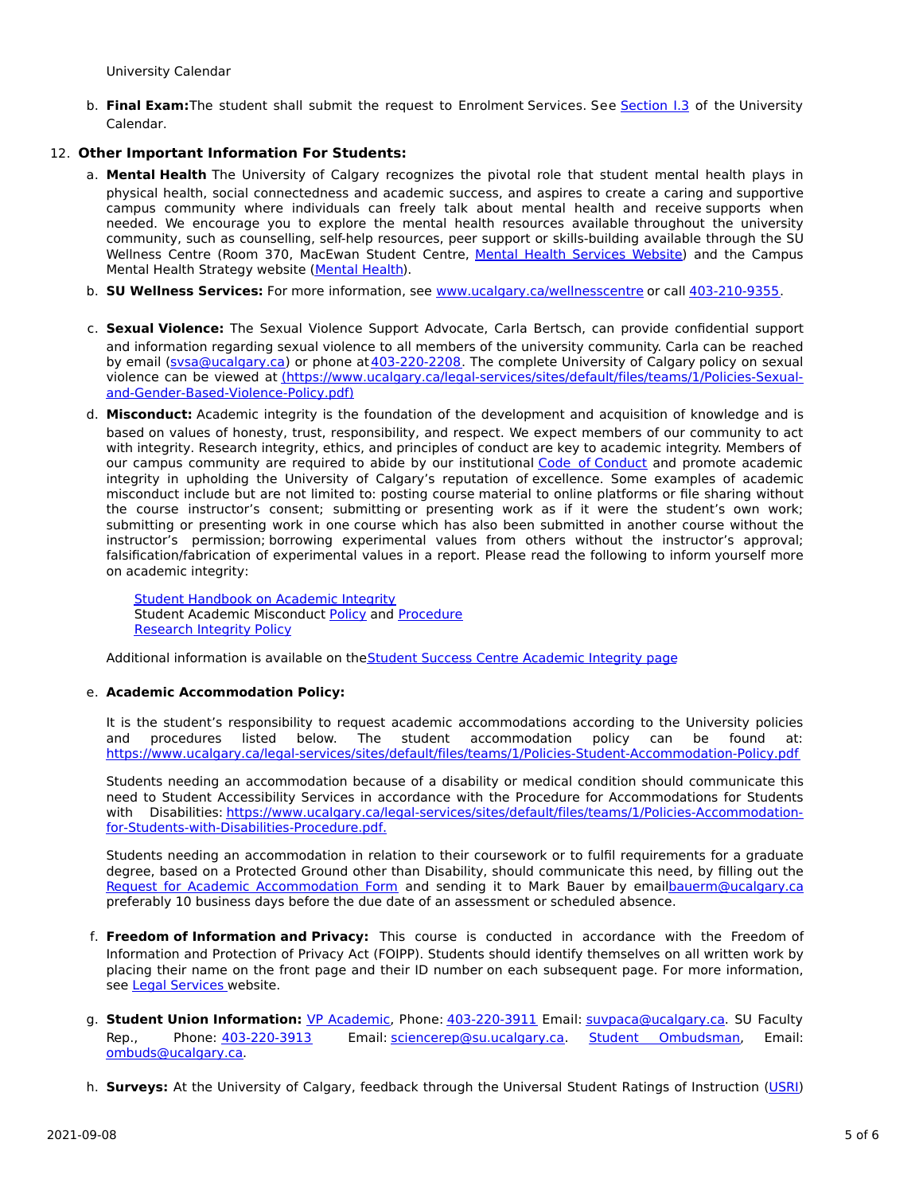University Calendar

b. **Final Exam:** The student shall submit the request to Enrolment Services. See Section I.3 of the University Calendar.

12. **Other Important Information For Students:**

a. **Mental Health** The University of Calgary recognizes the pivotal role that student mental health plays in physical health, social connectedness and academic success, and aspires to create a caring and supportive campus community where individuals can freely talk about mental health and receive supports when needed. We encourage you to explore the mental health resources available throughout the university community, such as counselling, self-help resources, peer support or skills-building available through the SU Wellness Centre (Room 370, MacEwan Student Centre, Mental Health Services Website) and the Campus Mental Health Strategy website (Mental Health).

b. **SU Wellness Services:** For more information, see www.ucalgary.ca/wellnesscentre or call 403-210-9355.

c. **Sexual Violence:** The Sexual Violence Support Advocate, Carla Bertsch, can provide confidential support and information regarding sexual violence to all members of the university community. Carla can be reached by email (svsa@ucalgary.ca) or phone at 403-220-2208. The complete University of Calgary policy on sexual violence can be viewed at (https://www.ucalgary.ca/legal-services/sites/default/files/teams/1/Policies-Sexual-and-Gender-Based-Violence-Policy.pdf)

d. **Misconduct:** Academic integrity is the foundation of the development and acquisition of knowledge and is based on values of honesty, trust, responsibility, and respect. We expect members of our community to act with integrity. Research integrity, ethics, and principles of conduct are key to academic integrity. Members of our campus community are required to abide by our institutional Code of Conduct and promote academic integrity in upholding the University of Calgary's reputation of excellence. Some examples of academic misconduct include but are not limited to: posting course material to online platforms or file sharing without the course instructor's consent; submitting or presenting work as if it were the student's own work; submitting or presenting work in one course which has also been submitted in another course without the instructor's permission; borrowing experimental values from others without the instructor's approval; falsification/fabrication of experimental values in a report. Please read the following to inform yourself more on academic integrity:

   Student Handbook on Academic Integrity
   Student Academic Misconduct Policy and Procedure
   Research Integrity Policy

   Additional information is available on the Student Success Centre Academic Integrity page

e. **Academic Accommodation Policy:**

   It is the student's responsibility to request academic accommodations according to the University policies and procedures listed below. The student accommodation policy can be found at: https://www.ucalgary.ca/legal-services/sites/default/files/teams/1/Policies-Student-Accommodation-Policy.pdf

   Students needing an accommodation because of a disability or medical condition should communicate this need to Student Accessibility Services in accordance with the Procedure for Accommodations for Students with Disabilities: https://www.ucalgary.ca/legal-services/sites/default/files/teams/1/Policies-Accommodation-for-Students-with-Disabilities-Procedure.pdf.

   Students needing an accommodation in relation to their coursework or to fulfil requirements for a graduate degree, based on a Protected Ground other than Disability, should communicate this need, by filling out the Request for Academic Accommodation Form and sending it to Mark Bauer by email bauerm@ucalgary.ca preferably 10 business days before the due date of an assessment or scheduled absence.

f. **Freedom of Information and Privacy:** This course is conducted in accordance with the Freedom of Information and Protection of Privacy Act (FOIPP). Students should identify themselves on all written work by placing their name on the front page and their ID number on each subsequent page. For more information, see Legal Services website.

g. **Student Union Information:** VP Academic, Phone: 403-220-3911 Email: suvpaca@ucalgary.ca. SU Faculty Rep., Phone: 403-220-3913 Email: sciencerep@su.ucalgary.ca. Student Ombudsman, Email: ombuds@ucalgary.ca.

h. **Surveys:** At the University of Calgary, feedback through the Universal Student Ratings of Instruction (USRI)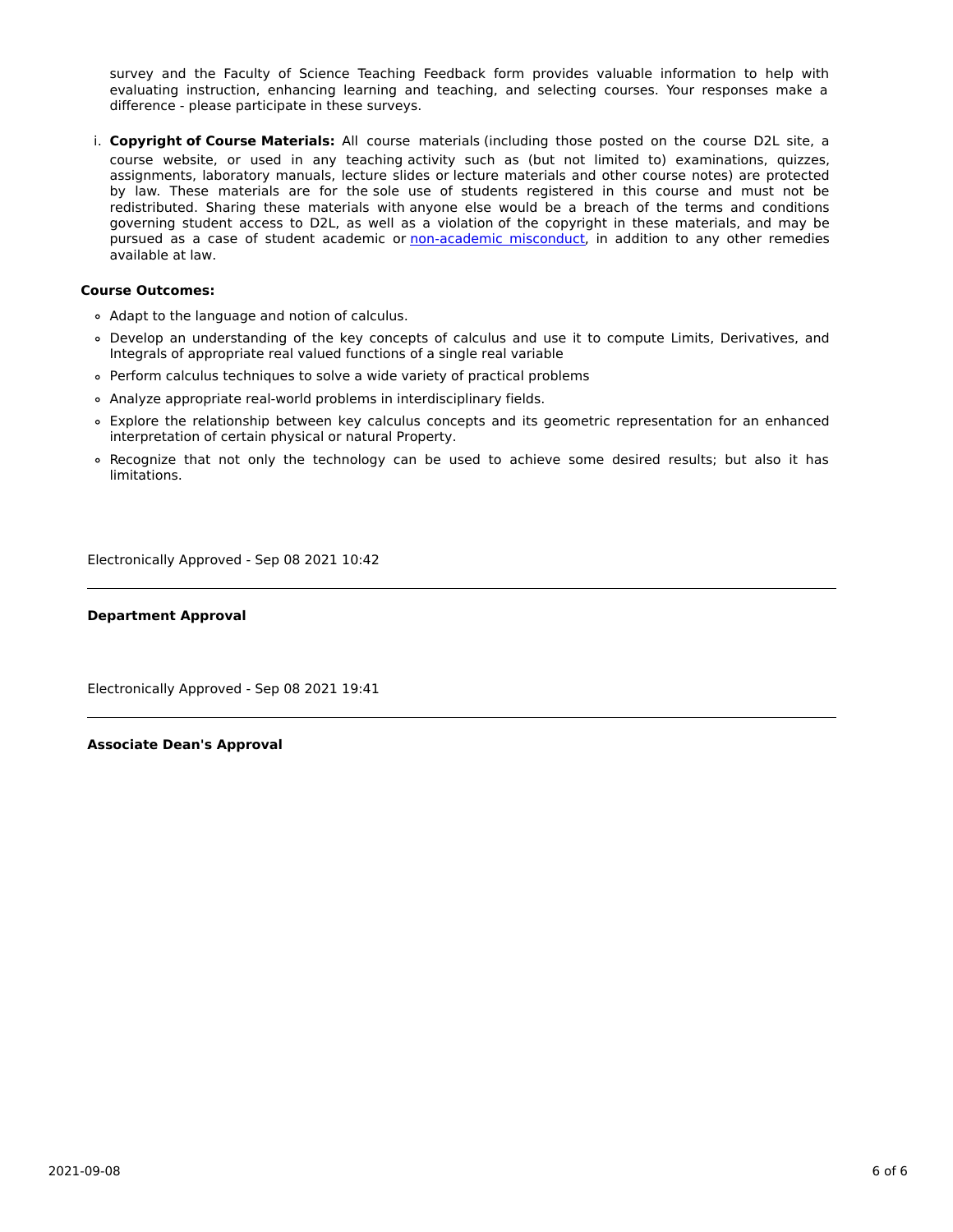survey and the Faculty of Science Teaching Feedback form provides valuable information to help with evaluating instruction, enhancing learning and teaching, and selecting courses. Your responses make a difference - please participate in these surveys.

i. **Copyright of Course Materials:** All course materials (including those posted on the course D2L site, a course website, or used in any teaching activity such as (but not limited to) examinations, quizzes, assignments, laboratory manuals, lecture slides or lecture materials and other course notes) are protected by law. These materials are for the sole use of students registered in this course and must not be redistributed. Sharing these materials with anyone else would be a breach of the terms and conditions governing student access to D2L, as well as a violation of the copyright in these materials, and may be pursued as a case of student academic or non-academic misconduct, in addition to any other remedies available at law.

**Course Outcomes:**

- Adapt to the language and notion of calculus.
- Develop an understanding of the key concepts of calculus and use it to compute Limits, Derivatives, and Integrals of appropriate real valued functions of a single real variable
- Perform calculus techniques to solve a wide variety of practical problems
- Analyze appropriate real-world problems in interdisciplinary fields.
- Explore the relationship between key calculus concepts and its geometric representation for an enhanced interpretation of certain physical or natural Property.
- Recognize that not only the technology can be used to achieve some desired results; but also it has limitations.

Electronically Approved - Sep 08 2021 10:42

---

**Department Approval**

Electronically Approved - Sep 08 2021 19:41

---

**Associate Dean's Approval**